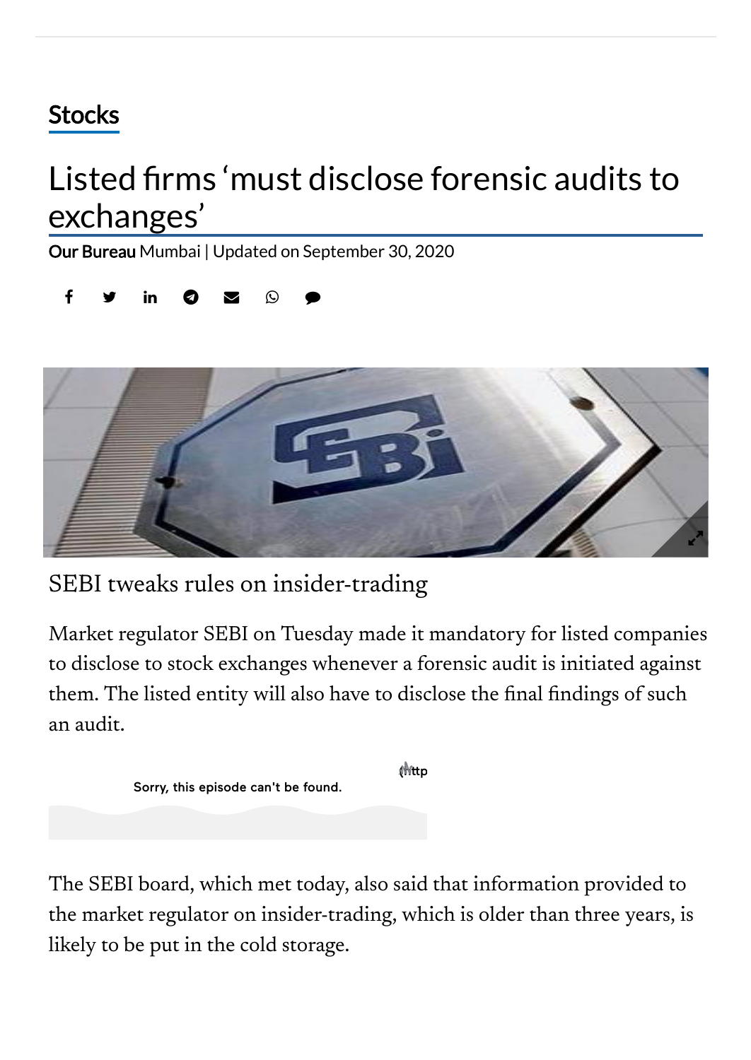Stocks

# Listed firms 'must disclose forensic audits to exchanges'

**Our Bureau** Mumbai | Updated on September 30, 2020

## SEBI tweaks rules on insider-trading

Market regulator SEBI on Tuesday made it mandatory for listed companies to disclose to stock exchanges whenever a forensic audit is initiated against them. The listed entity will also have to disclose the final findings of such an audit.

Sorry, this episode can't be found.

The SEBI board, which met today, also said that information provided to the market regulator on insider-trading, which is older than three years, is likely to be put in the cold storage.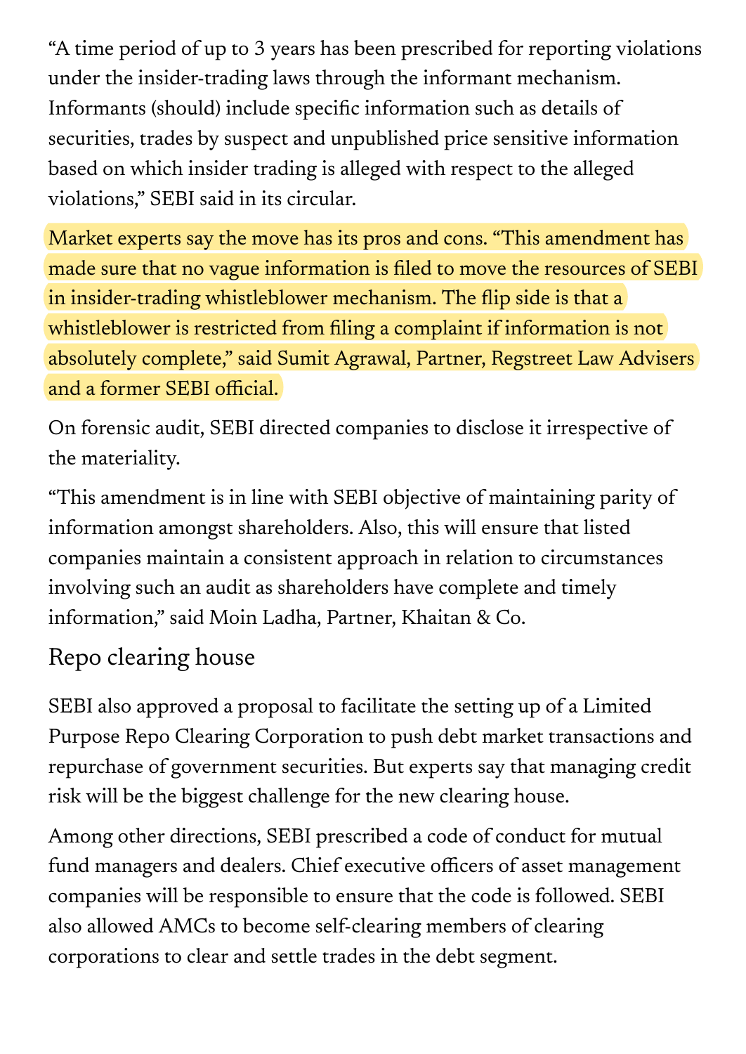"A time period of up to 3 years has been prescribed for reporting violations under the insider-trading laws through the informant mechanism. Informants (should) include specific information such as details of securities, trades by suspect and unpublished price sensitive information based on which insider trading is alleged with respect to the alleged violations," SEBI said in its circular.

Market experts say the move has its pros and cons. "This amendment has made sure that no vague information is filed to move the resources of SEBI in insider-trading whistleblower mechanism. The flip side is that a whistleblower is restricted from filing a complaint if information is not absolutely complete," said Sumit Agrawal, Partner, Regstreet Law Advisers and a former SEBI official.

On forensic audit, SEBI directed companies to disclose it irrespective of the materiality.

"This amendment is in line with SEBI objective of maintaining parity of information amongst shareholders. Also, this will ensure that listed companies maintain a consistent approach in relation to circumstances involving such an audit as shareholders have complete and timely information," said Moin Ladha, Partner, Khaitan & Co.

## Repo clearing house

SEBI also approved a proposal to facilitate the setting up of a Limited Purpose Repo Clearing Corporation to push debt market transactions and repurchase of government securities. But experts say that managing credit risk will be the biggest challenge for the new clearing house.

Among other directions, SEBI prescribed a code of conduct for mutual fund managers and dealers. Chief executive officers of asset management companies will be responsible to ensure that the code is followed. SEBI also allowed AMCs to become self-clearing members of clearing corporations to clear and settle trades in the debt segment.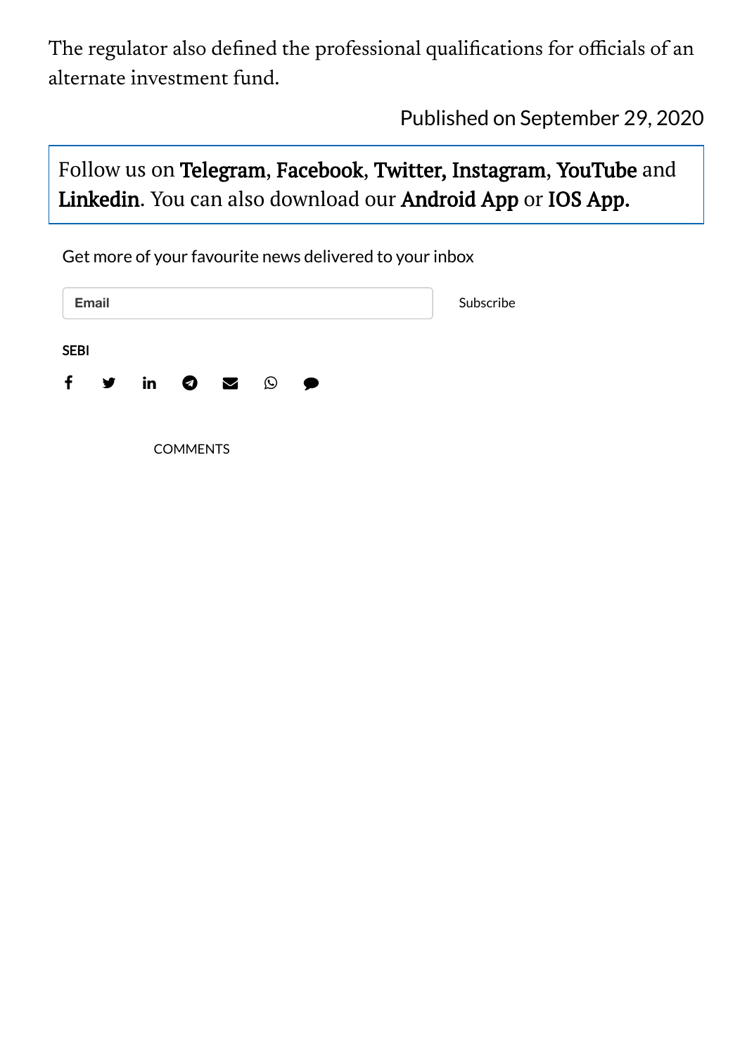The regulator also defined the professional qualifications for officials of an alternate investment fund.

Published on September 29, 2020

Follow us on **Telegram**, **Facebook**, **Twitter, Instagram**, **YouTube** and **Linkedin**. You can also download our **Android App** or **IOS App.**

Get more of your favourite news delivered to your inbox

Email

Subscribe

**SEBI**

COMMENTS